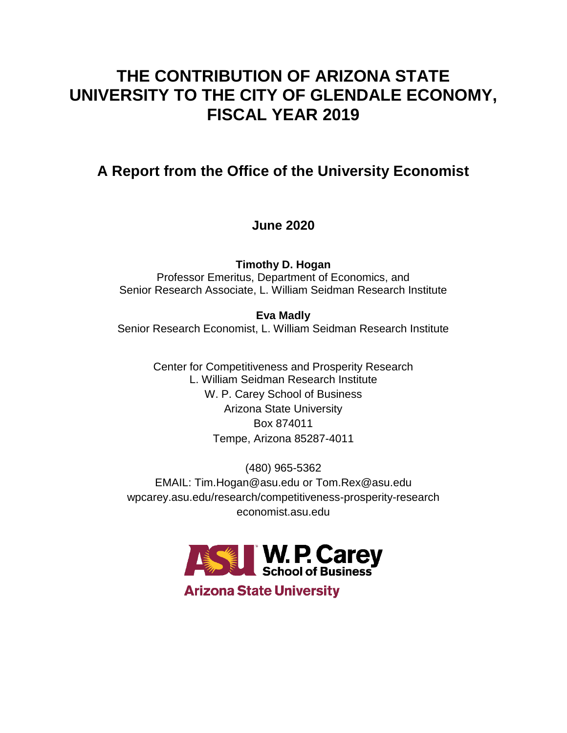# THE CONTRIBUTION OF ARIZONA STATE UNIVERSITY TO THE CITY OF GLENDALE ECONOMY, FISCAL YEAR 2019

## A Report from the Office of the University Economist

**June 2020**

**Timothy D. Hogan**
Professor Emeritus, Department of Economics, and
Senior Research Associate, L. William Seidman Research Institute

**Eva Madly**
Senior Research Economist, L. William Seidman Research Institute

Center for Competitiveness and Prosperity Research
L. William Seidman Research Institute
W. P. Carey School of Business
Arizona State University
Box 874011
Tempe, Arizona 85287-4011

(480) 965-5362
EMAIL: Tim.Hogan@asu.edu or Tom.Rex@asu.edu
wpcarey.asu.edu/research/competitiveness-prosperity-research
economist.asu.edu

ASU W. P. Carey School of Business
Arizona State University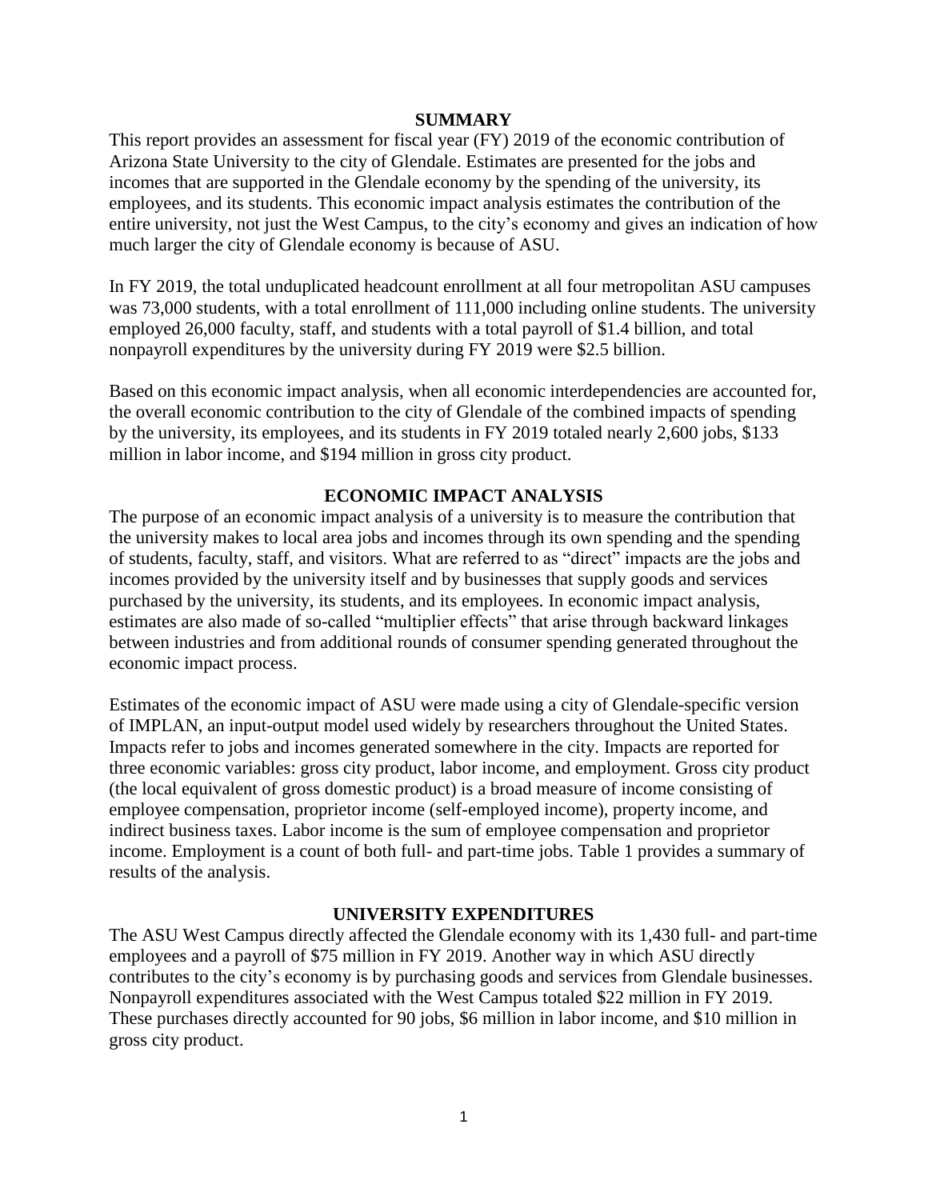## SUMMARY

This report provides an assessment for fiscal year (FY) 2019 of the economic contribution of Arizona State University to the city of Glendale. Estimates are presented for the jobs and incomes that are supported in the Glendale economy by the spending of the university, its employees, and its students. This economic impact analysis estimates the contribution of the entire university, not just the West Campus, to the city's economy and gives an indication of how much larger the city of Glendale economy is because of ASU.

In FY 2019, the total unduplicated headcount enrollment at all four metropolitan ASU campuses was 73,000 students, with a total enrollment of 111,000 including online students. The university employed 26,000 faculty, staff, and students with a total payroll of $1.4 billion, and total nonpayroll expenditures by the university during FY 2019 were $2.5 billion.

Based on this economic impact analysis, when all economic interdependencies are accounted for, the overall economic contribution to the city of Glendale of the combined impacts of spending by the university, its employees, and its students in FY 2019 totaled nearly 2,600 jobs, $133 million in labor income, and $194 million in gross city product.

## ECONOMIC IMPACT ANALYSIS

The purpose of an economic impact analysis of a university is to measure the contribution that the university makes to local area jobs and incomes through its own spending and the spending of students, faculty, staff, and visitors. What are referred to as "direct" impacts are the jobs and incomes provided by the university itself and by businesses that supply goods and services purchased by the university, its students, and its employees. In economic impact analysis, estimates are also made of so-called "multiplier effects" that arise through backward linkages between industries and from additional rounds of consumer spending generated throughout the economic impact process.

Estimates of the economic impact of ASU were made using a city of Glendale-specific version of IMPLAN, an input-output model used widely by researchers throughout the United States. Impacts refer to jobs and incomes generated somewhere in the city. Impacts are reported for three economic variables: gross city product, labor income, and employment. Gross city product (the local equivalent of gross domestic product) is a broad measure of income consisting of employee compensation, proprietor income (self-employed income), property income, and indirect business taxes. Labor income is the sum of employee compensation and proprietor income. Employment is a count of both full- and part-time jobs. Table 1 provides a summary of results of the analysis.

## UNIVERSITY EXPENDITURES

The ASU West Campus directly affected the Glendale economy with its 1,430 full- and part-time employees and a payroll of $75 million in FY 2019. Another way in which ASU directly contributes to the city's economy is by purchasing goods and services from Glendale businesses. Nonpayroll expenditures associated with the West Campus totaled $22 million in FY 2019. These purchases directly accounted for 90 jobs, $6 million in labor income, and $10 million in gross city product.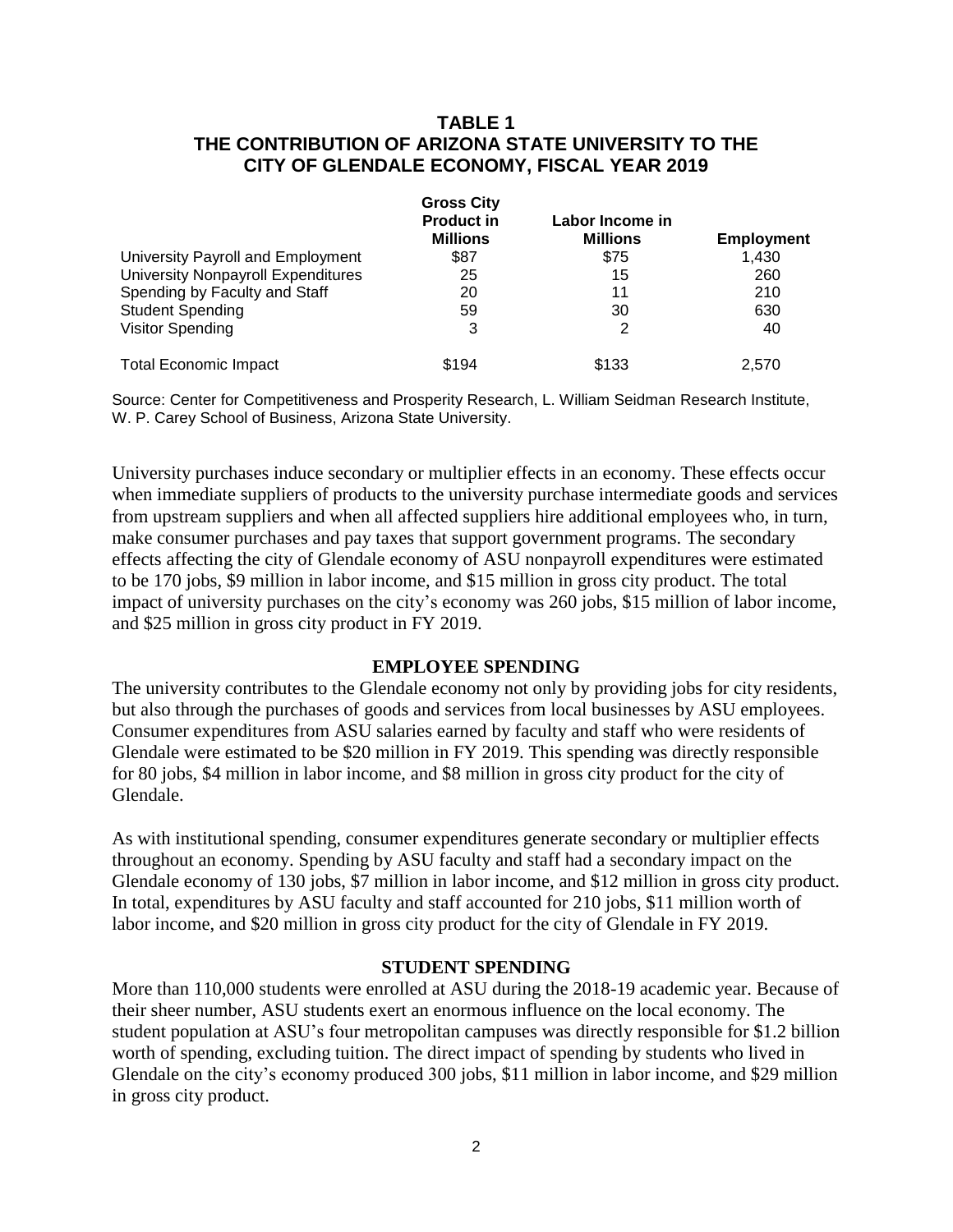**TABLE 1**
**THE CONTRIBUTION OF ARIZONA STATE UNIVERSITY TO THE CITY OF GLENDALE ECONOMY, FISCAL YEAR 2019**

| | Gross City Product in Millions | Labor Income in Millions | Employment |
|---|---|---|---|
| University Payroll and Employment | \$87 | \$75 | 1,430 |
| University Nonpayroll Expenditures | 25 | 15 | 260 |
| Spending by Faculty and Staff | 20 | 11 | 210 |
| Student Spending | 59 | 30 | 630 |
| Visitor Spending | 3 | 2 | 40 |
| Total Economic Impact | \$194 | \$133 | 2,570 |

Source: Center for Competitiveness and Prosperity Research, L. William Seidman Research Institute, W. P. Carey School of Business, Arizona State University.

University purchases induce secondary or multiplier effects in an economy. These effects occur when immediate suppliers of products to the university purchase intermediate goods and services from upstream suppliers and when all affected suppliers hire additional employees who, in turn, make consumer purchases and pay taxes that support government programs. The secondary effects affecting the city of Glendale economy of ASU nonpayroll expenditures were estimated to be 170 jobs, \$9 million in labor income, and \$15 million in gross city product. The total impact of university purchases on the city's economy was 260 jobs, \$15 million of labor income, and \$25 million in gross city product in FY 2019.

## EMPLOYEE SPENDING

The university contributes to the Glendale economy not only by providing jobs for city residents, but also through the purchases of goods and services from local businesses by ASU employees. Consumer expenditures from ASU salaries earned by faculty and staff who were residents of Glendale were estimated to be \$20 million in FY 2019. This spending was directly responsible for 80 jobs, \$4 million in labor income, and \$8 million in gross city product for the city of Glendale.

As with institutional spending, consumer expenditures generate secondary or multiplier effects throughout an economy. Spending by ASU faculty and staff had a secondary impact on the Glendale economy of 130 jobs, \$7 million in labor income, and \$12 million in gross city product. In total, expenditures by ASU faculty and staff accounted for 210 jobs, \$11 million worth of labor income, and \$20 million in gross city product for the city of Glendale in FY 2019.

## STUDENT SPENDING

More than 110,000 students were enrolled at ASU during the 2018-19 academic year. Because of their sheer number, ASU students exert an enormous influence on the local economy. The student population at ASU's four metropolitan campuses was directly responsible for \$1.2 billion worth of spending, excluding tuition. The direct impact of spending by students who lived in Glendale on the city's economy produced 300 jobs, \$11 million in labor income, and \$29 million in gross city product.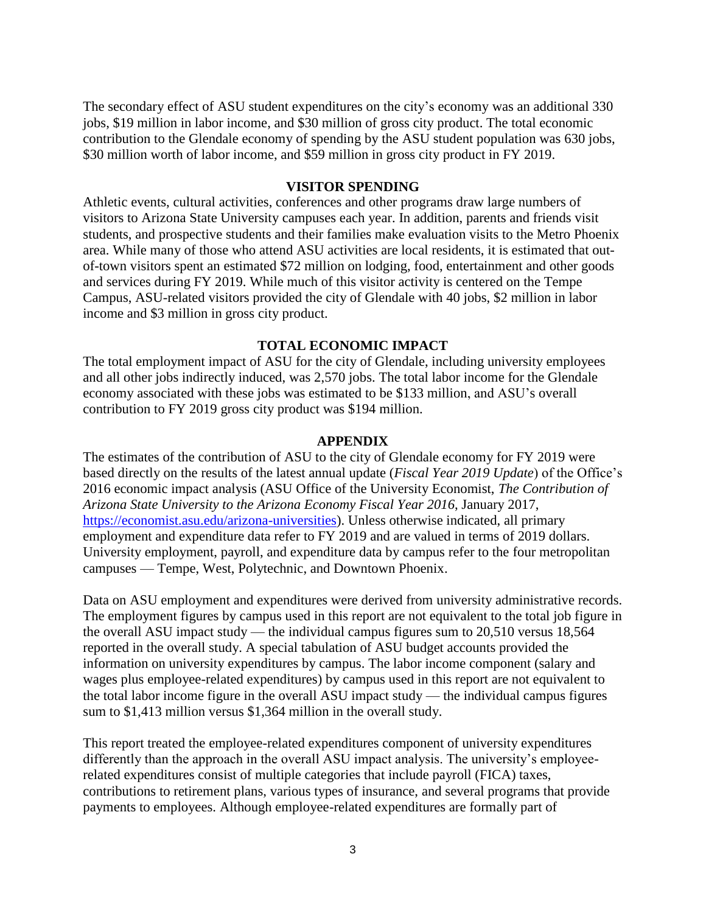The secondary effect of ASU student expenditures on the city's economy was an additional 330 jobs, $19 million in labor income, and $30 million of gross city product. The total economic contribution to the Glendale economy of spending by the ASU student population was 630 jobs, $30 million worth of labor income, and $59 million in gross city product in FY 2019.

## VISITOR SPENDING

Athletic events, cultural activities, conferences and other programs draw large numbers of visitors to Arizona State University campuses each year. In addition, parents and friends visit students, and prospective students and their families make evaluation visits to the Metro Phoenix area. While many of those who attend ASU activities are local residents, it is estimated that out-of-town visitors spent an estimated $72 million on lodging, food, entertainment and other goods and services during FY 2019. While much of this visitor activity is centered on the Tempe Campus, ASU-related visitors provided the city of Glendale with 40 jobs, $2 million in labor income and $3 million in gross city product.

## TOTAL ECONOMIC IMPACT

The total employment impact of ASU for the city of Glendale, including university employees and all other jobs indirectly induced, was 2,570 jobs. The total labor income for the Glendale economy associated with these jobs was estimated to be $133 million, and ASU's overall contribution to FY 2019 gross city product was $194 million.

## APPENDIX

The estimates of the contribution of ASU to the city of Glendale economy for FY 2019 were based directly on the results of the latest annual update (*Fiscal Year 2019 Update*) of the Office's 2016 economic impact analysis (ASU Office of the University Economist, *The Contribution of Arizona State University to the Arizona Economy Fiscal Year 2016*, January 2017, https://economist.asu.edu/arizona-universities). Unless otherwise indicated, all primary employment and expenditure data refer to FY 2019 and are valued in terms of 2019 dollars. University employment, payroll, and expenditure data by campus refer to the four metropolitan campuses — Tempe, West, Polytechnic, and Downtown Phoenix.

Data on ASU employment and expenditures were derived from university administrative records. The employment figures by campus used in this report are not equivalent to the total job figure in the overall ASU impact study — the individual campus figures sum to 20,510 versus 18,564 reported in the overall study. A special tabulation of ASU budget accounts provided the information on university expenditures by campus. The labor income component (salary and wages plus employee-related expenditures) by campus used in this report are not equivalent to the total labor income figure in the overall ASU impact study — the individual campus figures sum to $1,413 million versus $1,364 million in the overall study.

This report treated the employee-related expenditures component of university expenditures differently than the approach in the overall ASU impact analysis. The university's employee-related expenditures consist of multiple categories that include payroll (FICA) taxes, contributions to retirement plans, various types of insurance, and several programs that provide payments to employees. Although employee-related expenditures are formally part of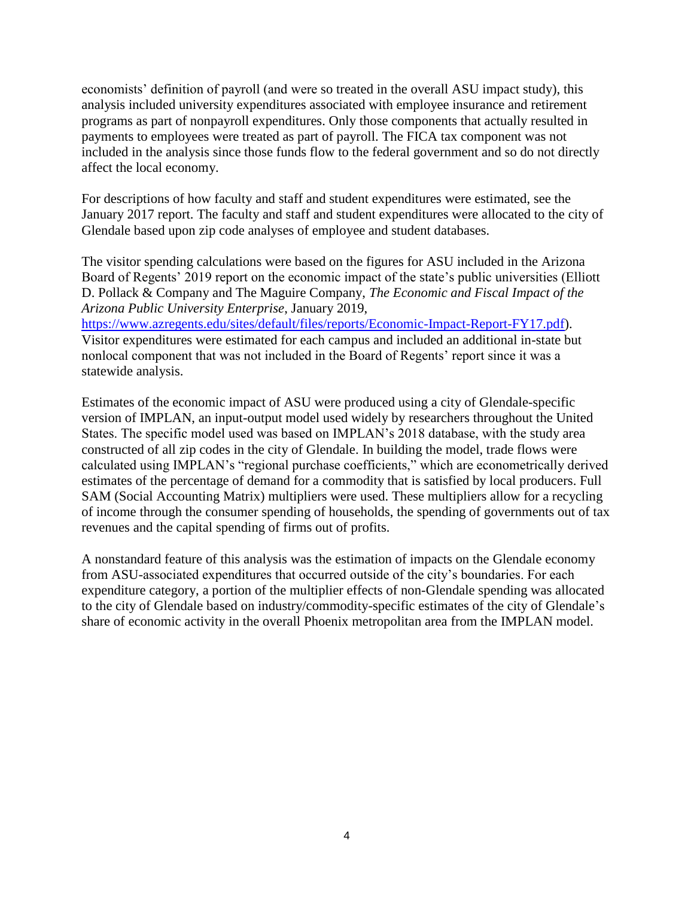economists' definition of payroll (and were so treated in the overall ASU impact study), this analysis included university expenditures associated with employee insurance and retirement programs as part of nonpayroll expenditures. Only those components that actually resulted in payments to employees were treated as part of payroll. The FICA tax component was not included in the analysis since those funds flow to the federal government and so do not directly affect the local economy.

For descriptions of how faculty and staff and student expenditures were estimated, see the January 2017 report. The faculty and staff and student expenditures were allocated to the city of Glendale based upon zip code analyses of employee and student databases.

The visitor spending calculations were based on the figures for ASU included in the Arizona Board of Regents' 2019 report on the economic impact of the state's public universities (Elliott D. Pollack & Company and The Maguire Company, *The Economic and Fiscal Impact of the Arizona Public University Enterprise*, January 2019, https://www.azregents.edu/sites/default/files/reports/Economic-Impact-Report-FY17.pdf). Visitor expenditures were estimated for each campus and included an additional in-state but nonlocal component that was not included in the Board of Regents' report since it was a statewide analysis.

Estimates of the economic impact of ASU were produced using a city of Glendale-specific version of IMPLAN, an input-output model used widely by researchers throughout the United States. The specific model used was based on IMPLAN's 2018 database, with the study area constructed of all zip codes in the city of Glendale. In building the model, trade flows were calculated using IMPLAN's "regional purchase coefficients," which are econometrically derived estimates of the percentage of demand for a commodity that is satisfied by local producers. Full SAM (Social Accounting Matrix) multipliers were used. These multipliers allow for a recycling of income through the consumer spending of households, the spending of governments out of tax revenues and the capital spending of firms out of profits.

A nonstandard feature of this analysis was the estimation of impacts on the Glendale economy from ASU-associated expenditures that occurred outside of the city's boundaries. For each expenditure category, a portion of the multiplier effects of non-Glendale spending was allocated to the city of Glendale based on industry/commodity-specific estimates of the city of Glendale's share of economic activity in the overall Phoenix metropolitan area from the IMPLAN model.